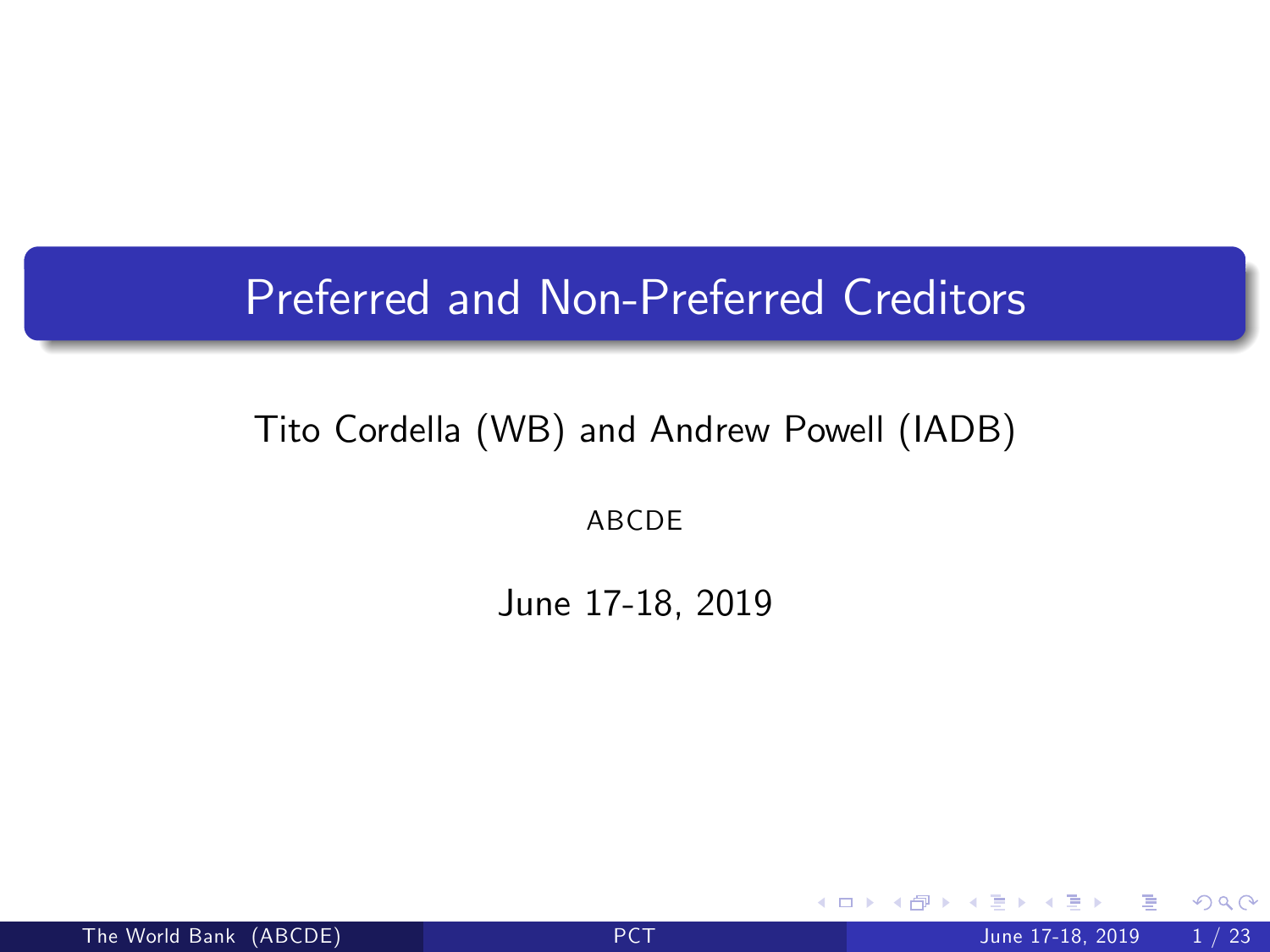# Preferred and Non-Preferred Creditors

Tito Cordella (WB) and Andrew Powell (IADB)

ABCDE

June 17-18, 2019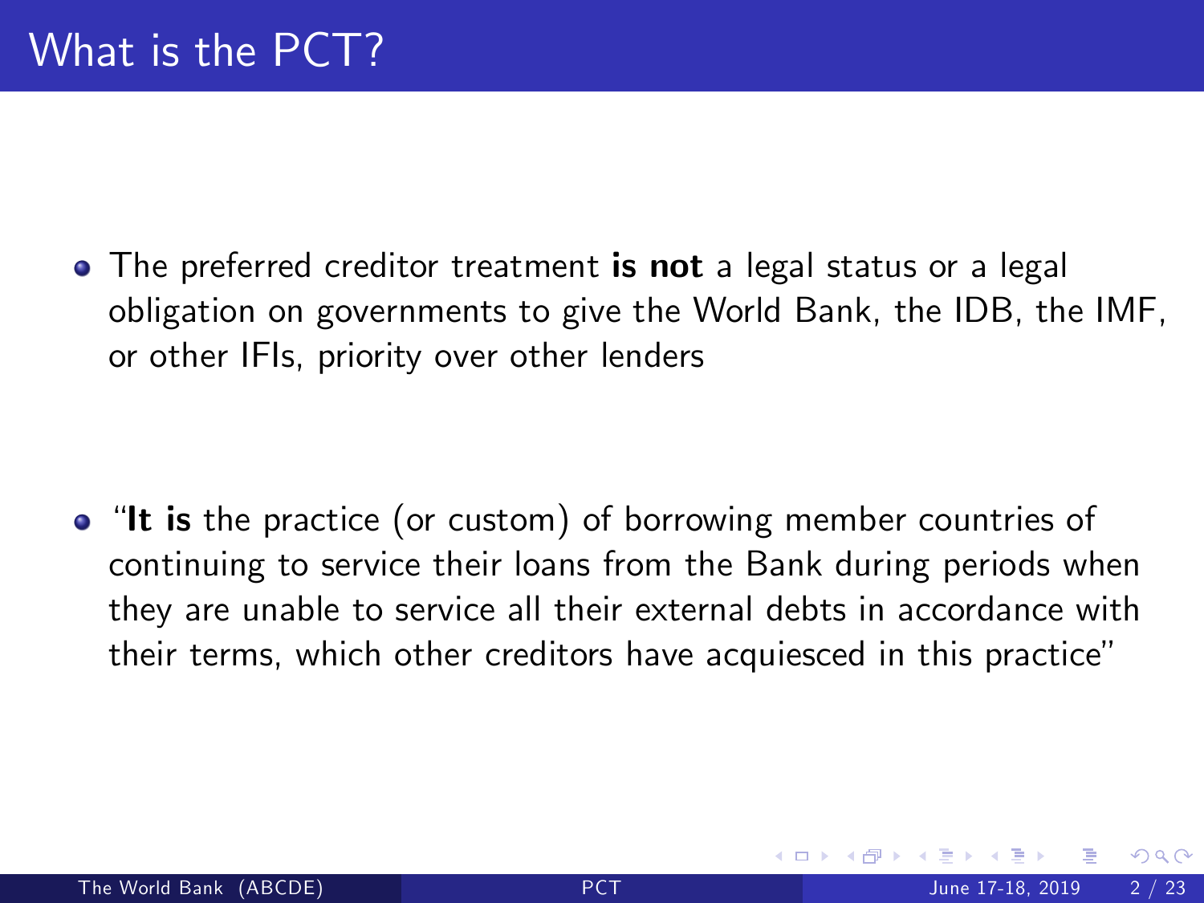# What is the PCT?

- The preferred creditor treatment **is not** a legal status or a legal obligation on governments to give the World Bank, the IDB, the IMF, or other IFIs, priority over other lenders

- "**It is** the practice (or custom) of borrowing member countries of continuing to service their loans from the Bank during periods when they are unable to service all their external debts in accordance with their terms, which other creditors have acquiesced in this practice"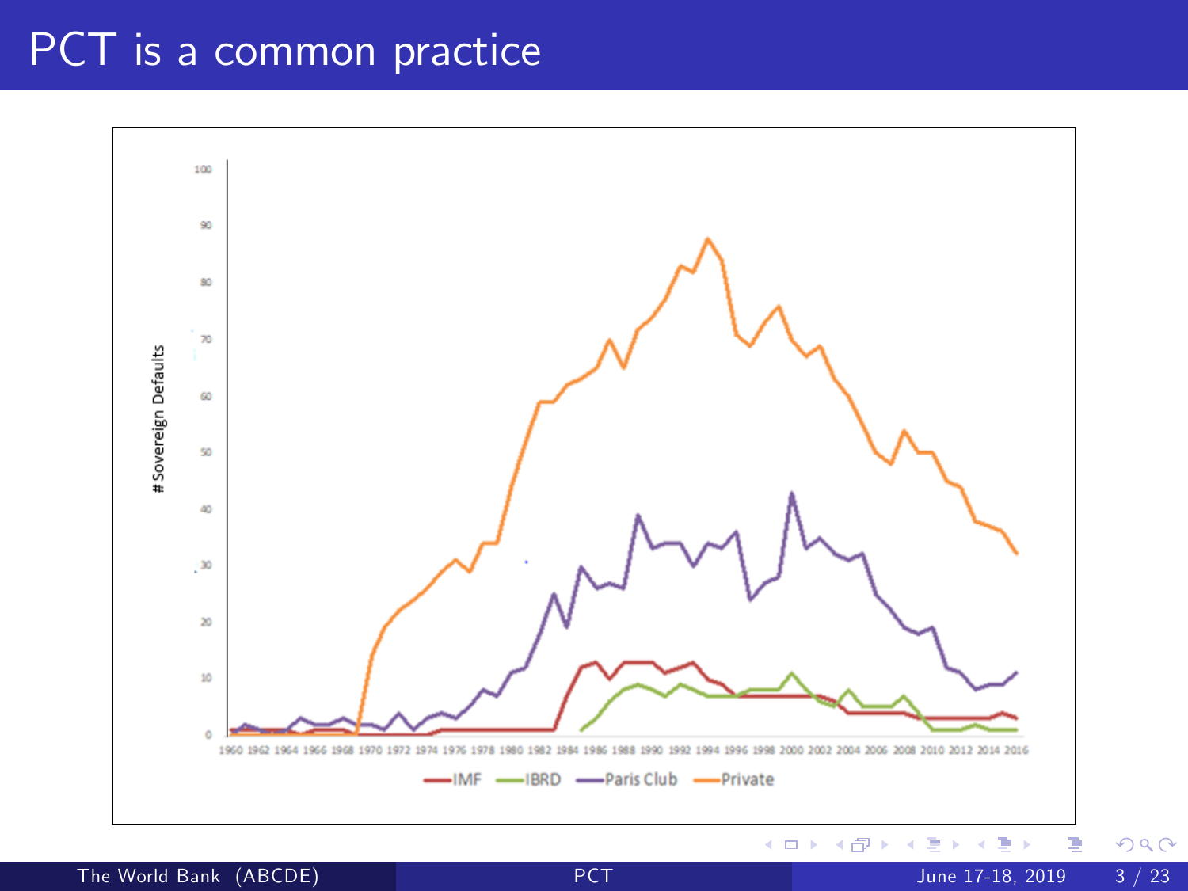# PCT is a common practice

# Sovereign Defaults

100
90
80
70
60
50
40
30
20
10
0

1960 1962 1964 1966 1968 1970 1972 1974 1976 1978 1980 1982 1984 1986 1988 1990 1992 1994 1996 1998 2000 2002 2004 2006 2008 2010 2012 2014 2016

IMF IBRD Paris Club Private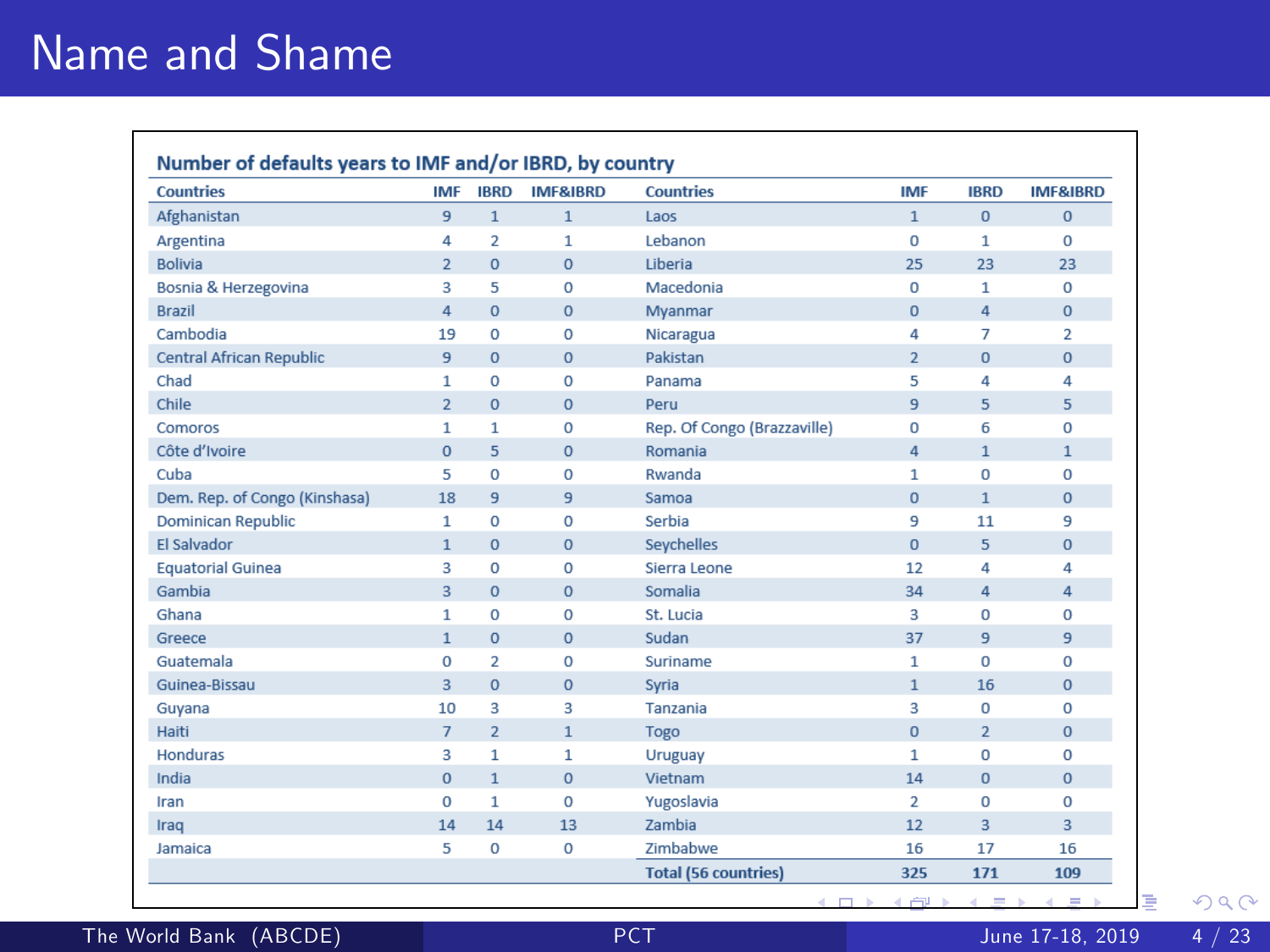# Name and Shame

**Number of defaults years to IMF and/or IBRD, by country**

| Countries | IMF | IBRD | IMF&IBRD | Countries | IMF | IBRD | IMF&IBRD |
|---|---|---|---|---|---|---|---|
| Afghanistan | 9 | 1 | 1 | Laos | 1 | 0 | 0 |
| Argentina | 4 | 2 | 1 | Lebanon | 0 | 1 | 0 |
| Bolivia | 2 | 0 | 0 | Liberia | 25 | 23 | 23 |
| Bosnia & Herzegovina | 3 | 5 | 0 | Macedonia | 0 | 1 | 0 |
| Brazil | 4 | 0 | 0 | Myanmar | 0 | 4 | 0 |
| Cambodia | 19 | 0 | 0 | Nicaragua | 4 | 7 | 2 |
| Central African Republic | 9 | 0 | 0 | Pakistan | 2 | 0 | 0 |
| Chad | 1 | 0 | 0 | Panama | 5 | 4 | 4 |
| Chile | 2 | 0 | 0 | Peru | 9 | 5 | 5 |
| Comoros | 1 | 1 | 0 | Rep. Of Congo (Brazzaville) | 0 | 6 | 0 |
| Côte d'Ivoire | 0 | 5 | 0 | Romania | 4 | 1 | 1 |
| Cuba | 5 | 0 | 0 | Rwanda | 1 | 0 | 0 |
| Dem. Rep. of Congo (Kinshasa) | 18 | 9 | 9 | Samoa | 0 | 1 | 0 |
| Dominican Republic | 1 | 0 | 0 | Serbia | 9 | 11 | 9 |
| El Salvador | 1 | 0 | 0 | Seychelles | 0 | 5 | 0 |
| Equatorial Guinea | 3 | 0 | 0 | Sierra Leone | 12 | 4 | 4 |
| Gambia | 3 | 0 | 0 | Somalia | 34 | 4 | 4 |
| Ghana | 1 | 0 | 0 | St. Lucia | 3 | 0 | 0 |
| Greece | 1 | 0 | 0 | Sudan | 37 | 9 | 9 |
| Guatemala | 0 | 2 | 0 | Suriname | 1 | 0 | 0 |
| Guinea-Bissau | 3 | 0 | 0 | Syria | 1 | 16 | 0 |
| Guyana | 10 | 3 | 3 | Tanzania | 3 | 0 | 0 |
| Haiti | 7 | 2 | 1 | Togo | 0 | 2 | 0 |
| Honduras | 3 | 1 | 1 | Uruguay | 1 | 0 | 0 |
| India | 0 | 1 | 0 | Vietnam | 14 | 0 | 0 |
| Iran | 0 | 1 | 0 | Yugoslavia | 2 | 0 | 0 |
| Iraq | 14 | 14 | 13 | Zambia | 12 | 3 | 3 |
| Jamaica | 5 | 0 | 0 | Zimbabwe | 16 | 17 | 16 |
| | | | | **Total (56 countries)** | **325** | **171** | **109** |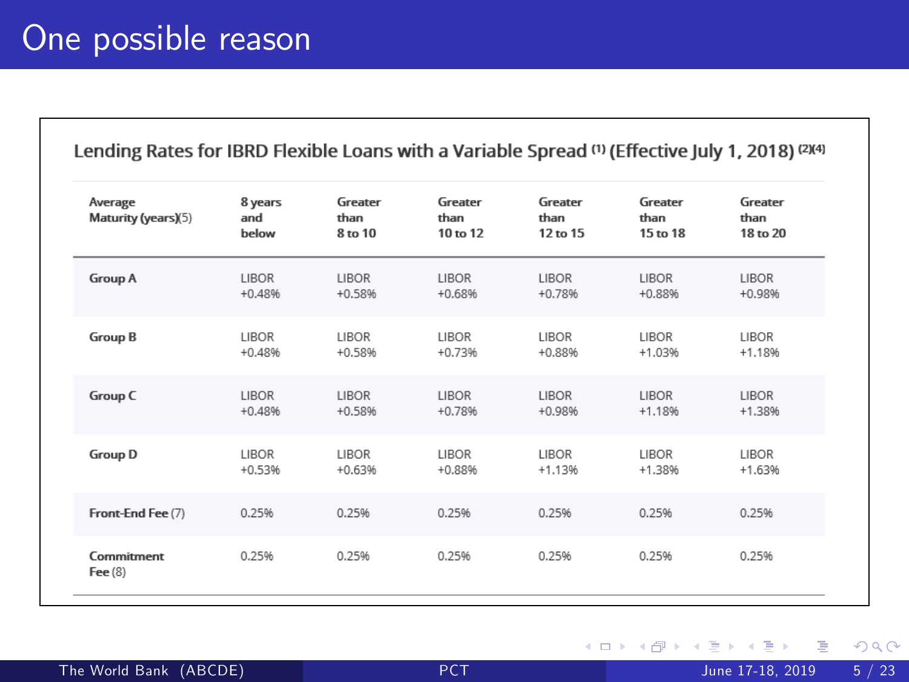# One possible reason

**Lending Rates for IBRD Flexible Loans with a Variable Spread (1) (Effective July 1, 2018) (2)(4)**

| Average Maturity (years)(5) | 8 years and below | Greater than 8 to 10 | Greater than 10 to 12 | Greater than 12 to 15 | Greater than 15 to 18 | Greater than 18 to 20 |
|---|---|---|---|---|---|---|
| **Group A** | LIBOR +0.48% | LIBOR +0.58% | LIBOR +0.68% | LIBOR +0.78% | LIBOR +0.88% | LIBOR +0.98% |
| **Group B** | LIBOR +0.48% | LIBOR +0.58% | LIBOR +0.73% | LIBOR +0.88% | LIBOR +1.03% | LIBOR +1.18% |
| **Group C** | LIBOR +0.48% | LIBOR +0.58% | LIBOR +0.78% | LIBOR +0.98% | LIBOR +1.18% | LIBOR +1.38% |
| **Group D** | LIBOR +0.53% | LIBOR +0.63% | LIBOR +0.88% | LIBOR +1.13% | LIBOR +1.38% | LIBOR +1.63% |
| **Front-End Fee** (7) | 0.25% | 0.25% | 0.25% | 0.25% | 0.25% | 0.25% |
| **Commitment Fee** (8) | 0.25% | 0.25% | 0.25% | 0.25% | 0.25% | 0.25% |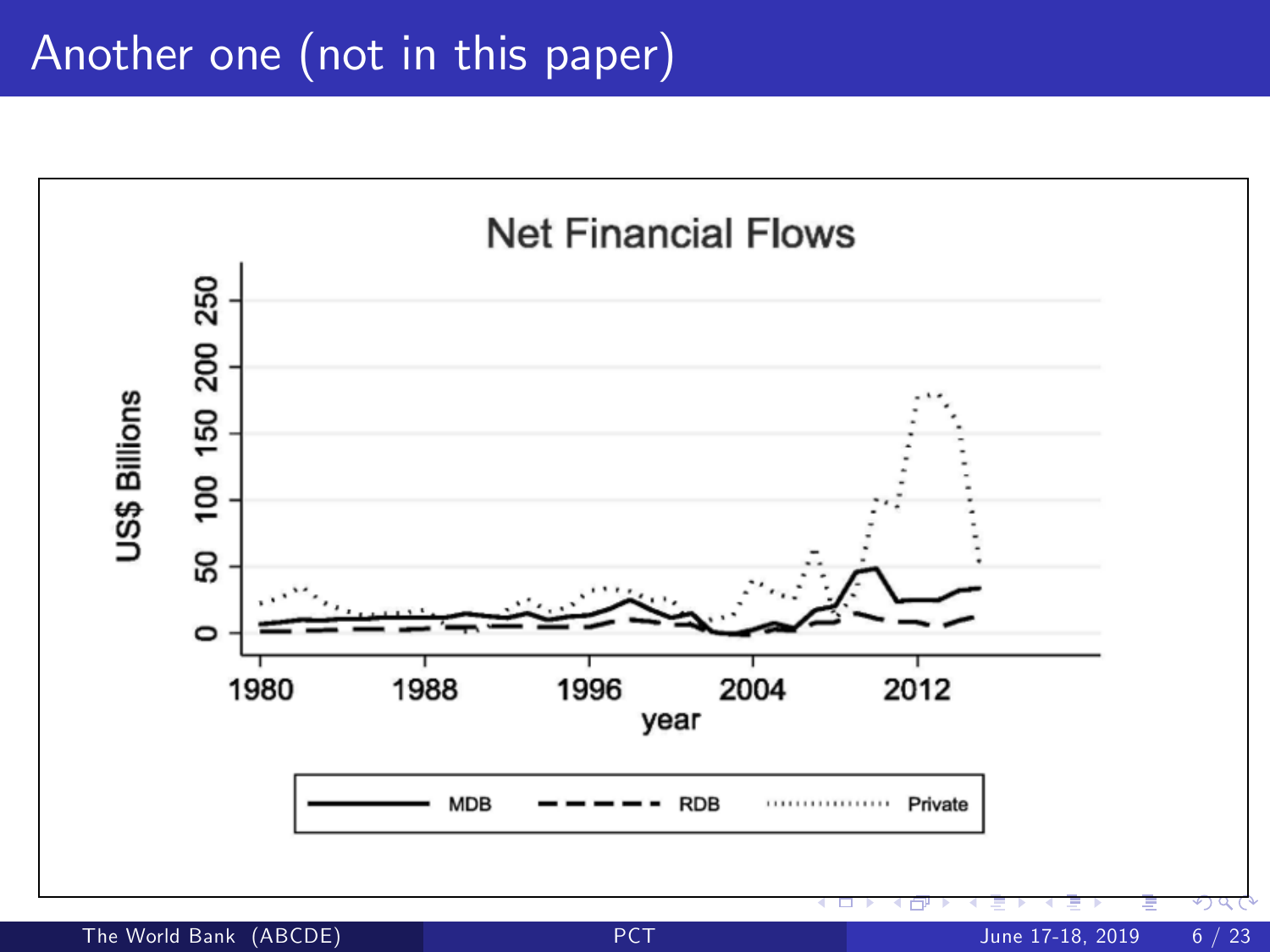# Another one (not in this paper)

**Net Financial Flows**

US$ Billions (0, 50, 100, 150, 200, 250) vs. year (1980, 1988, 1996, 2004, 2012)

Legend: MDB, RDB, Private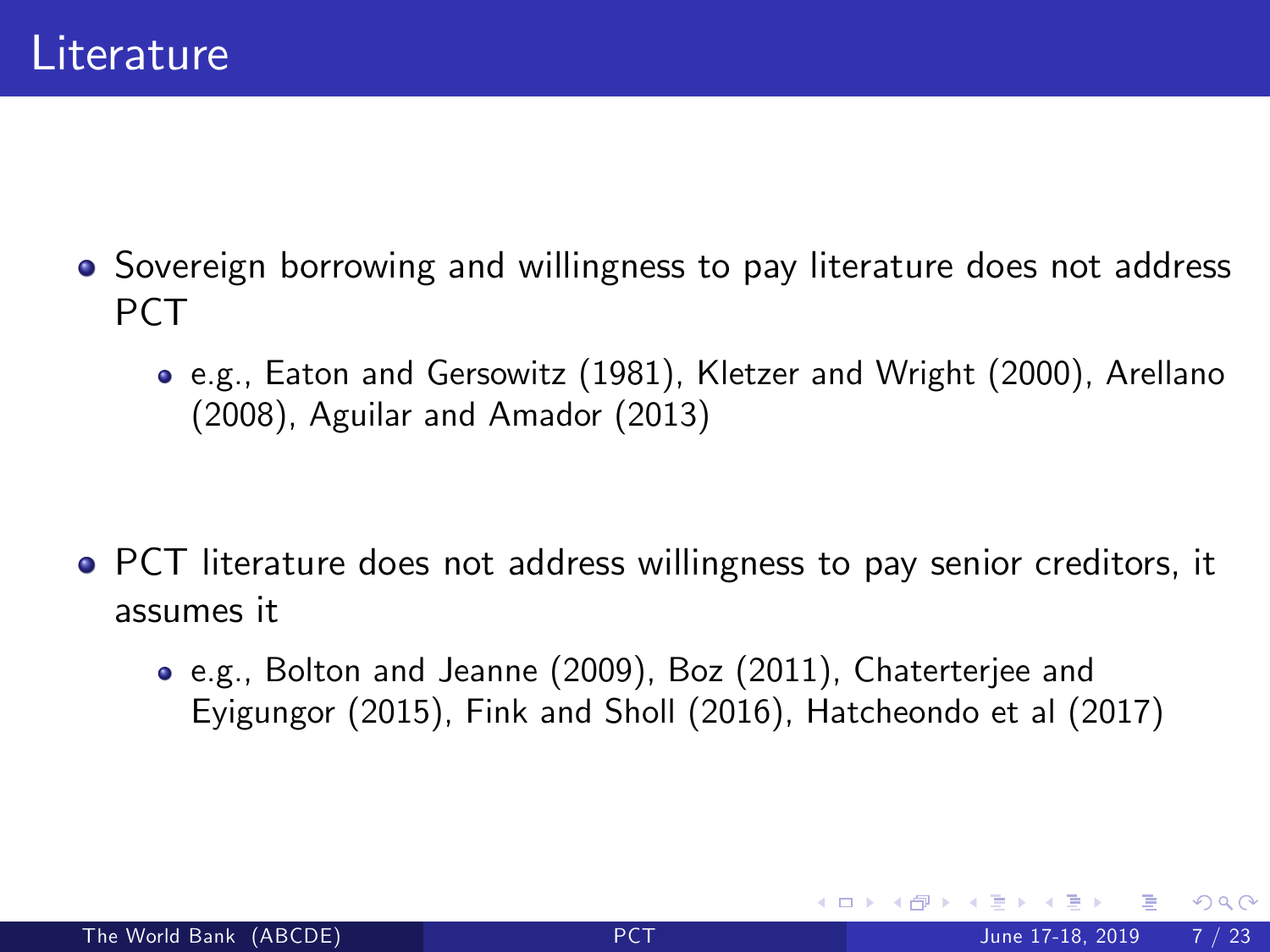# Literature

- Sovereign borrowing and willingness to pay literature does not address PCT
  - e.g., Eaton and Gersowitz (1981), Kletzer and Wright (2000), Arellano (2008), Aguilar and Amador (2013)

- PCT literature does not address willingness to pay senior creditors, it assumes it
  - e.g., Bolton and Jeanne (2009), Boz (2011), Chaterterjee and Eyigungor (2015), Fink and Sholl (2016), Hatcheondo et al (2017)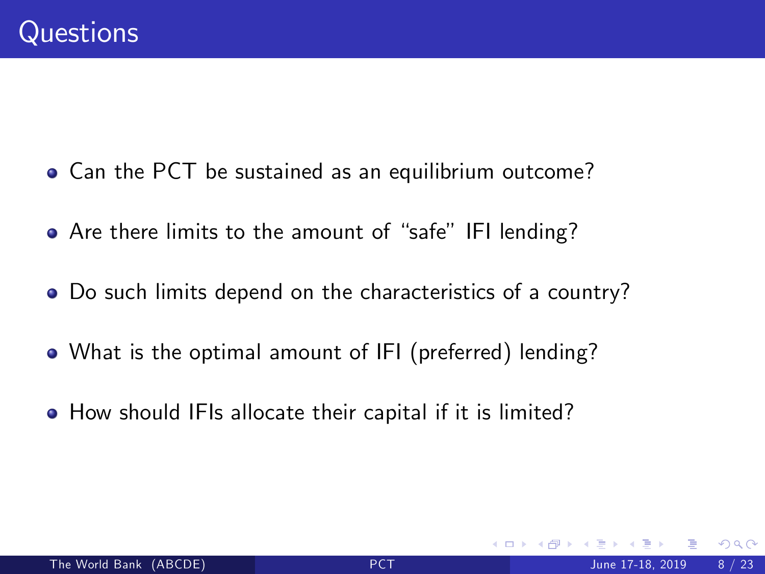# Questions

- Can the PCT be sustained as an equilibrium outcome?
- Are there limits to the amount of "safe" IFI lending?
- Do such limits depend on the characteristics of a country?
- What is the optimal amount of IFI (preferred) lending?
- How should IFIs allocate their capital if it is limited?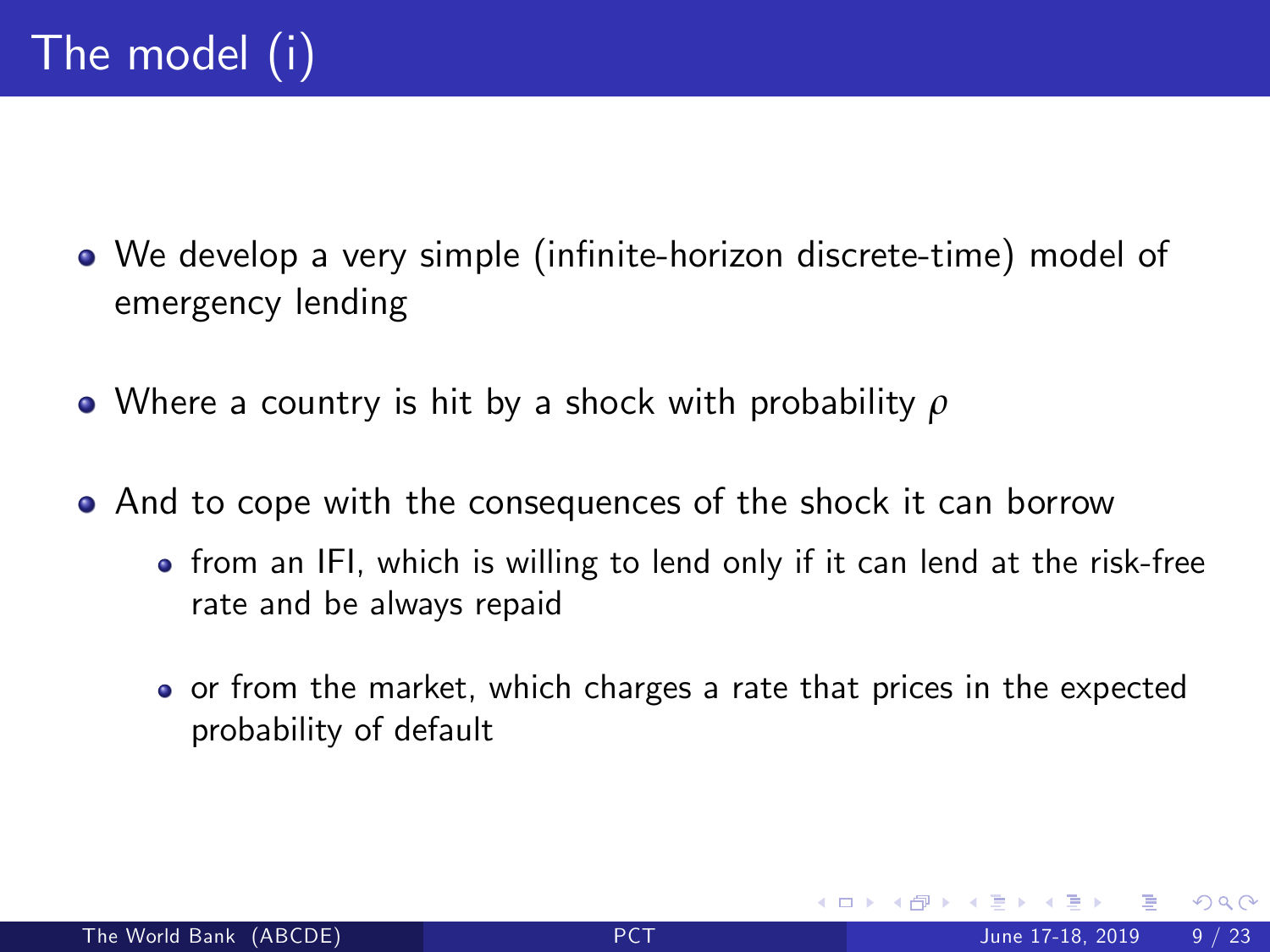# The model (i)

- We develop a very simple (infinite-horizon discrete-time) model of emergency lending
- Where a country is hit by a shock with probability $\rho$
- And to cope with the consequences of the shock it can borrow
  - from an IFI, which is willing to lend only if it can lend at the risk-free rate and be always repaid
  - or from the market, which charges a rate that prices in the expected probability of default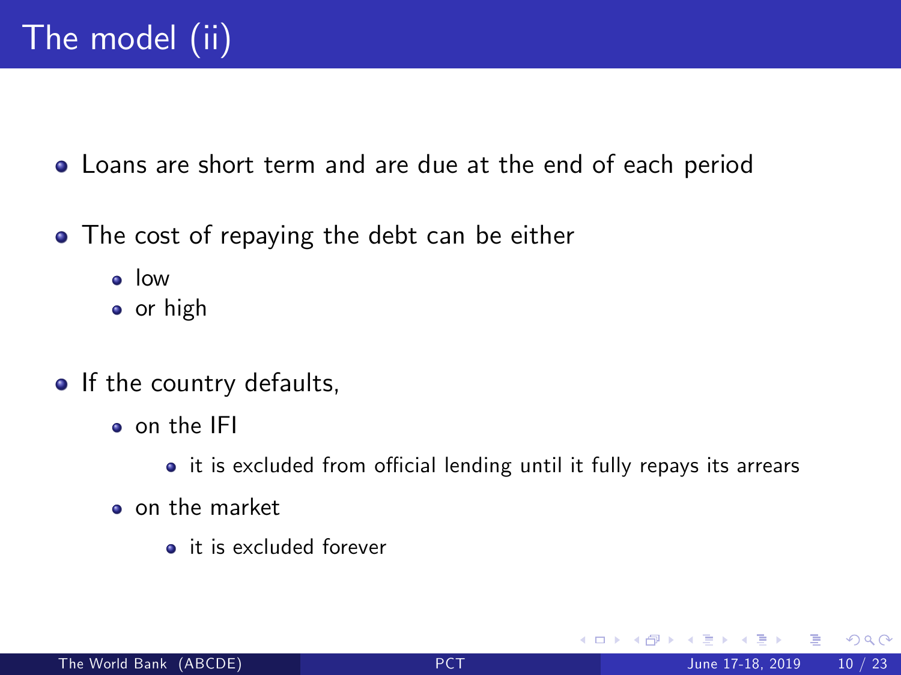# The model (ii)

- Loans are short term and are due at the end of each period
- The cost of repaying the debt can be either
  - low
  - or high
- If the country defaults,
  - on the IFI
    - it is excluded from official lending until it fully repays its arrears
  - on the market
    - it is excluded forever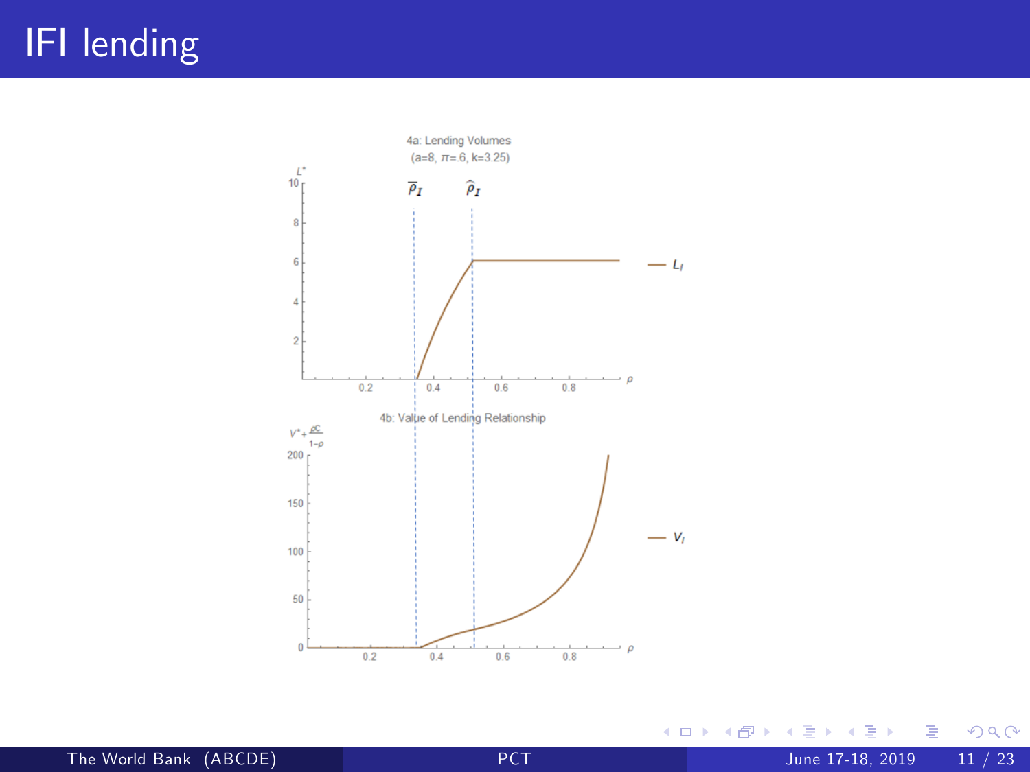# IFI lending

4a: Lending Volumes
(a=8, $\pi$=.6, k=3.25)

$L^*$

$\bar{\rho}_I$ $\hat{\rho}_I$

— $L_I$

$\rho$

4b: Value of Lending Relationship

$V^* + \frac{\rho C}{1-\rho}$

— $V_I$

$\rho$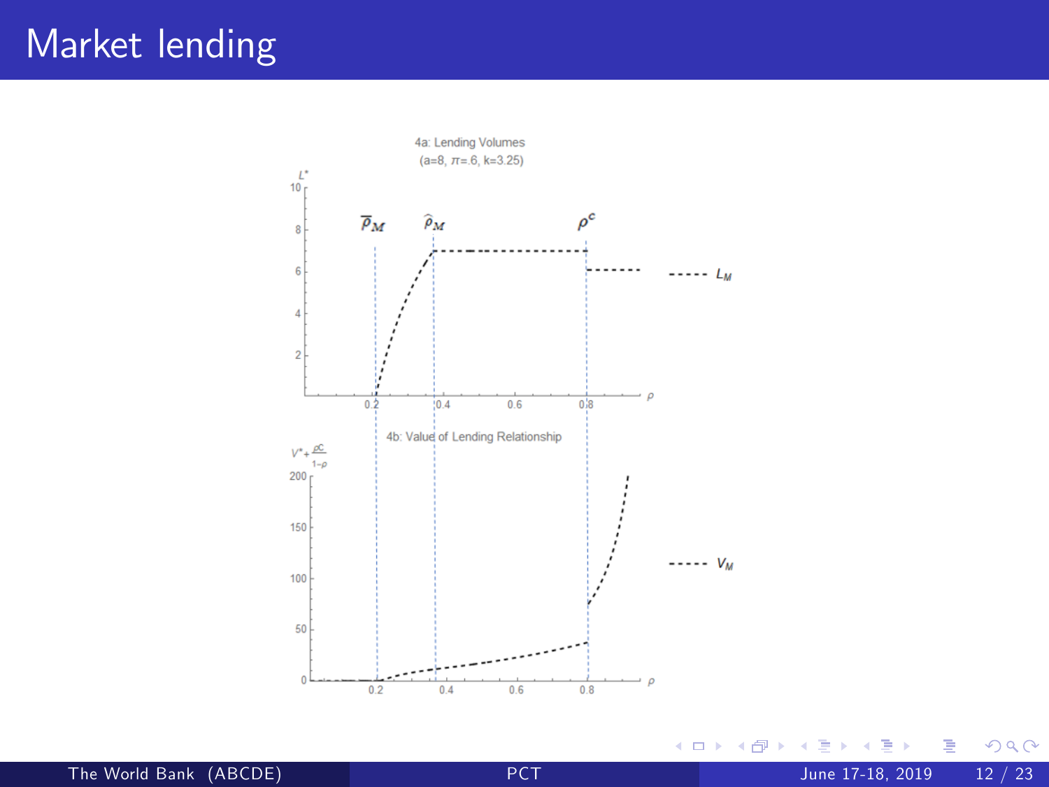# Market lending

4a: Lending Volumes
(a=8, $\pi$=.6, k=3.25)

$L^*$

$\overline{\rho}_M$ $\widehat{\rho}_M$ $\rho^c$

$L_M$

4b: Value of Lending Relationship

$V^* + \frac{\rho C}{1-\rho}$

$V_M$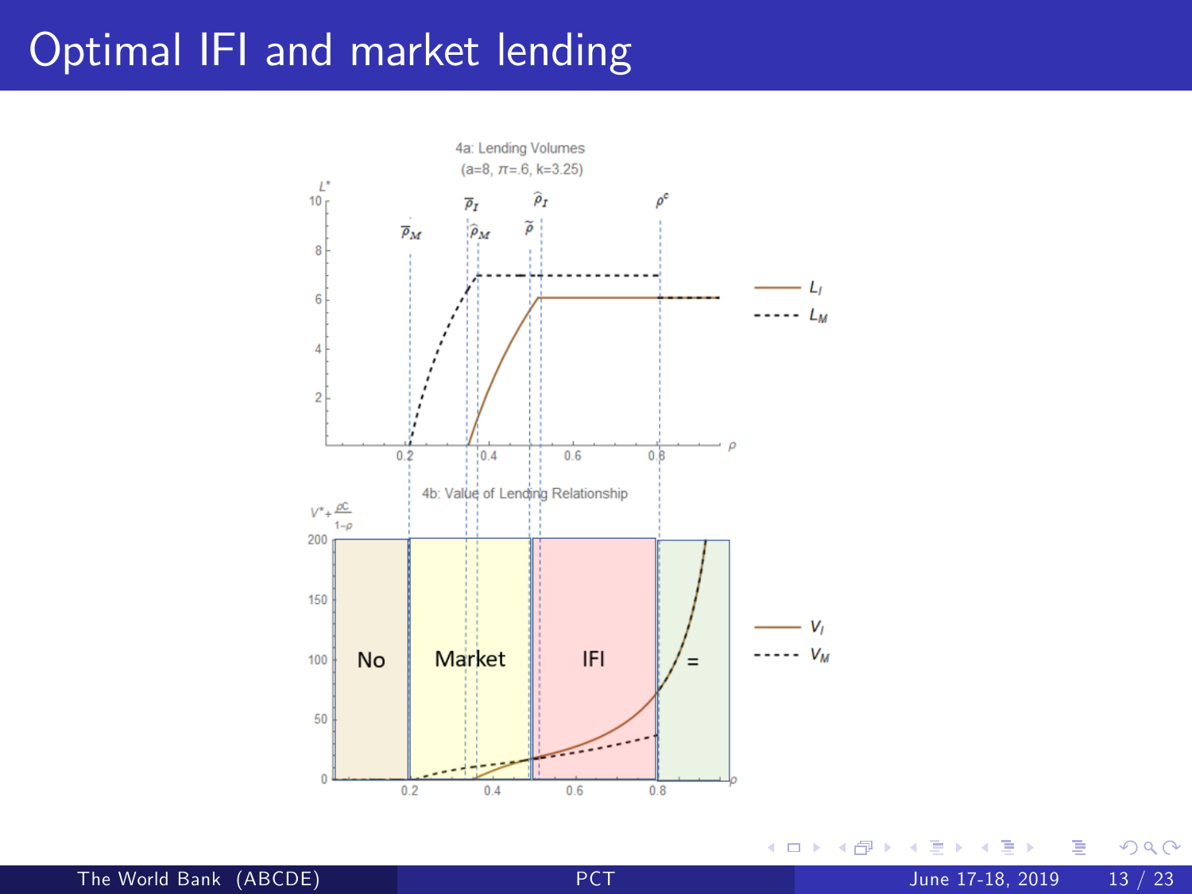# Optimal IFI and market lending

4a: Lending Volumes
(a=8, $\pi$=.6, k=3.25)

$L^*$

$\overline{\rho}_M$ $\overline{\rho}_I$ $\widehat{\rho}_M$ $\widetilde{\rho}$ $\widehat{\rho}_I$ $\rho^c$

$L_I$

$L_M$

4b: Value of Lending Relationship

$V^* + \frac{\rho C}{1-\rho}$

No Market IFI =

$V_I$

$V_M$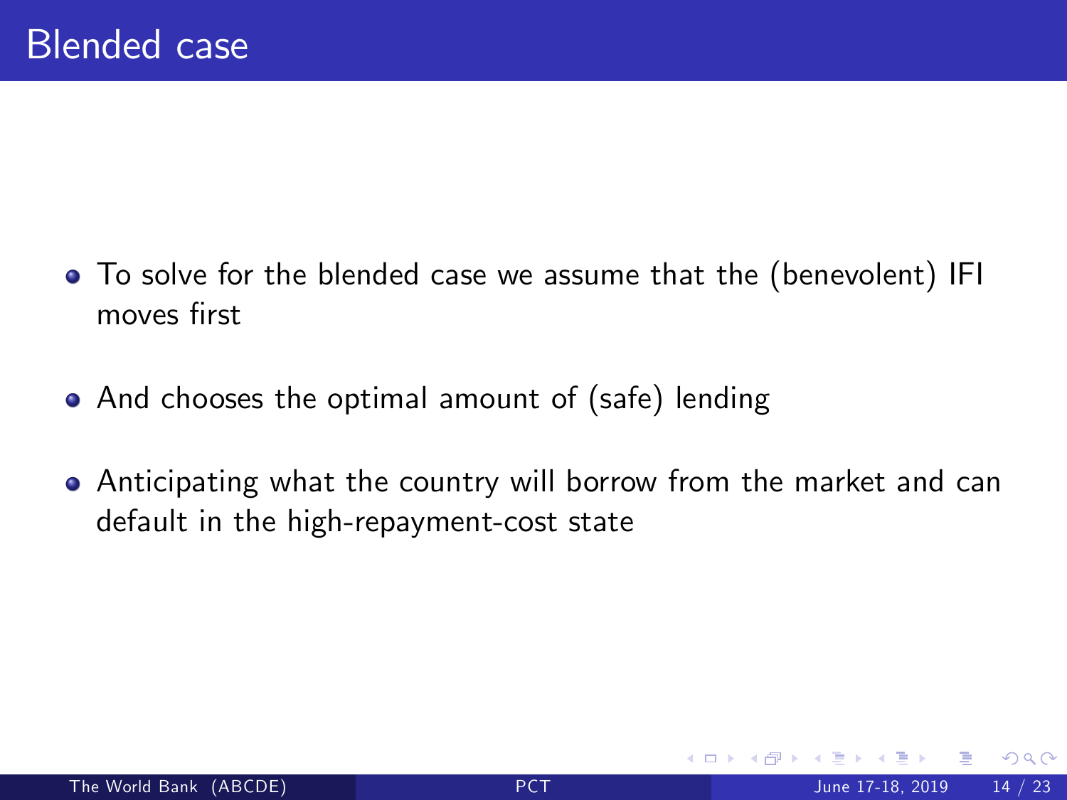# Blended case

- To solve for the blended case we assume that the (benevolent) IFI moves first
- And chooses the optimal amount of (safe) lending
- Anticipating what the country will borrow from the market and can default in the high-repayment-cost state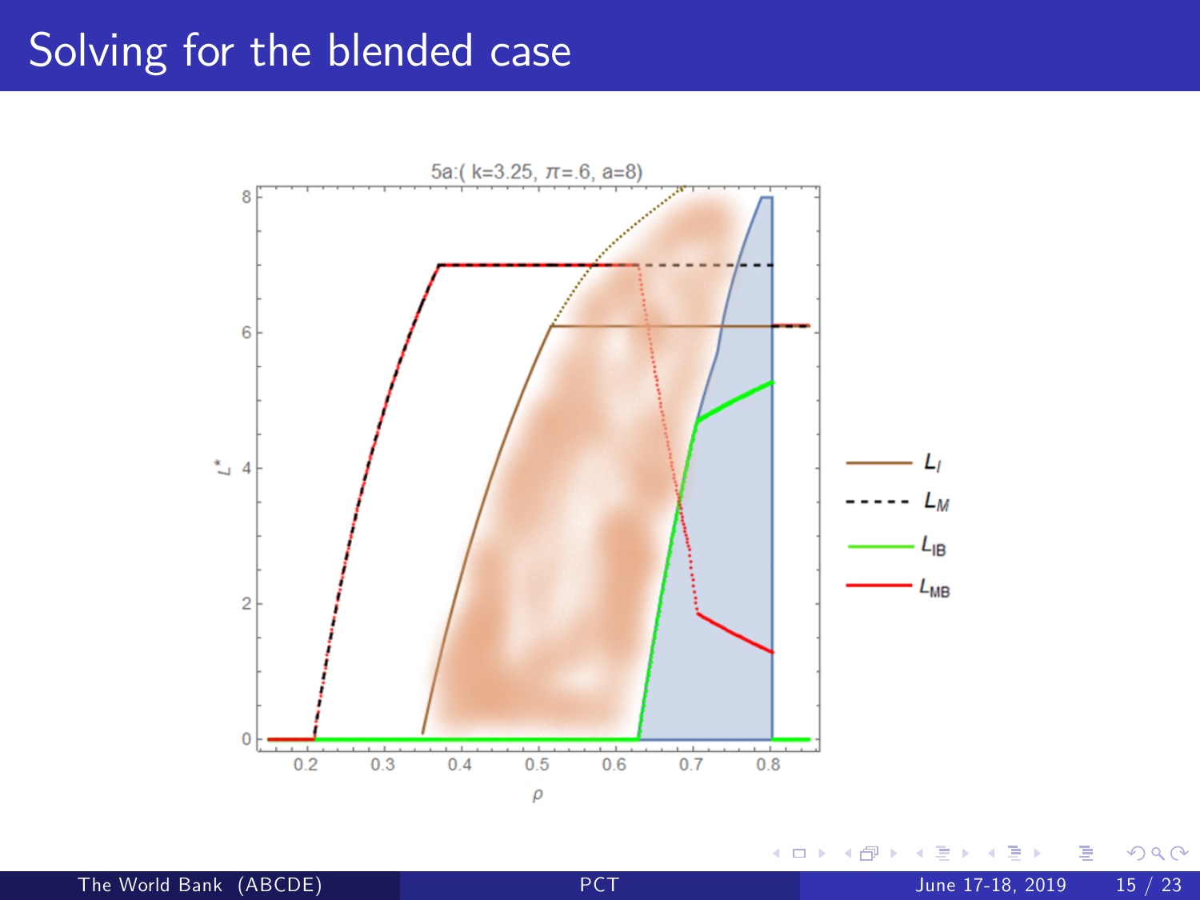# Solving for the blended case

5a:( k=3.25, $\pi$=.6, a=8)

$L^*$

$\rho$

$L_I$

$L_M$

$L_{IB}$

$L_{MB}$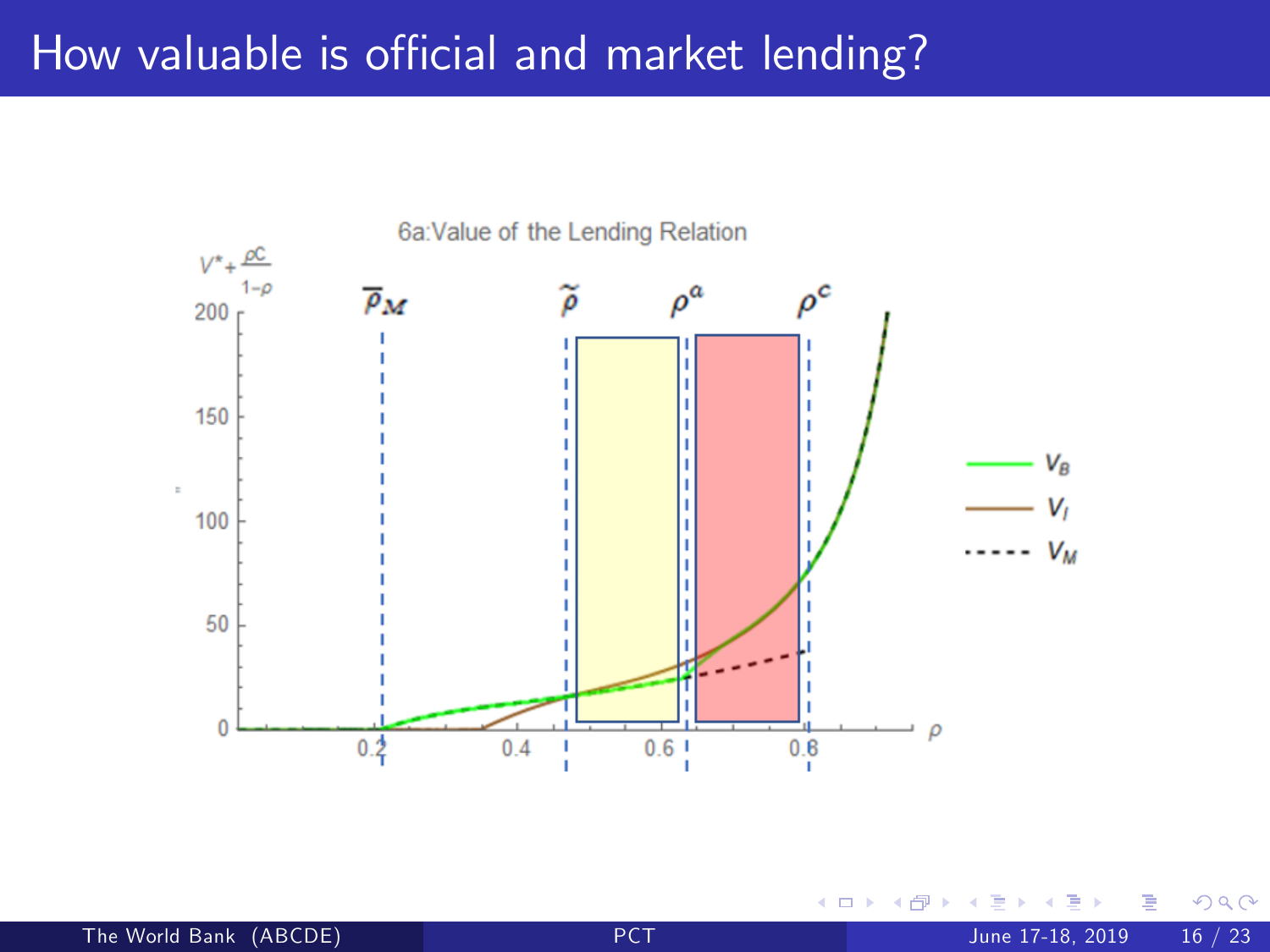# How valuable is official and market lending?

6a:Value of the Lending Relation

$V^* + \frac{\rho C}{1-\rho}$

$\overline{\rho}_{\mathcal{M}}$ $\tilde{\rho}$ $\rho^a$ $\rho^c$

$V_B$

$V_I$

$V_M$

$\rho$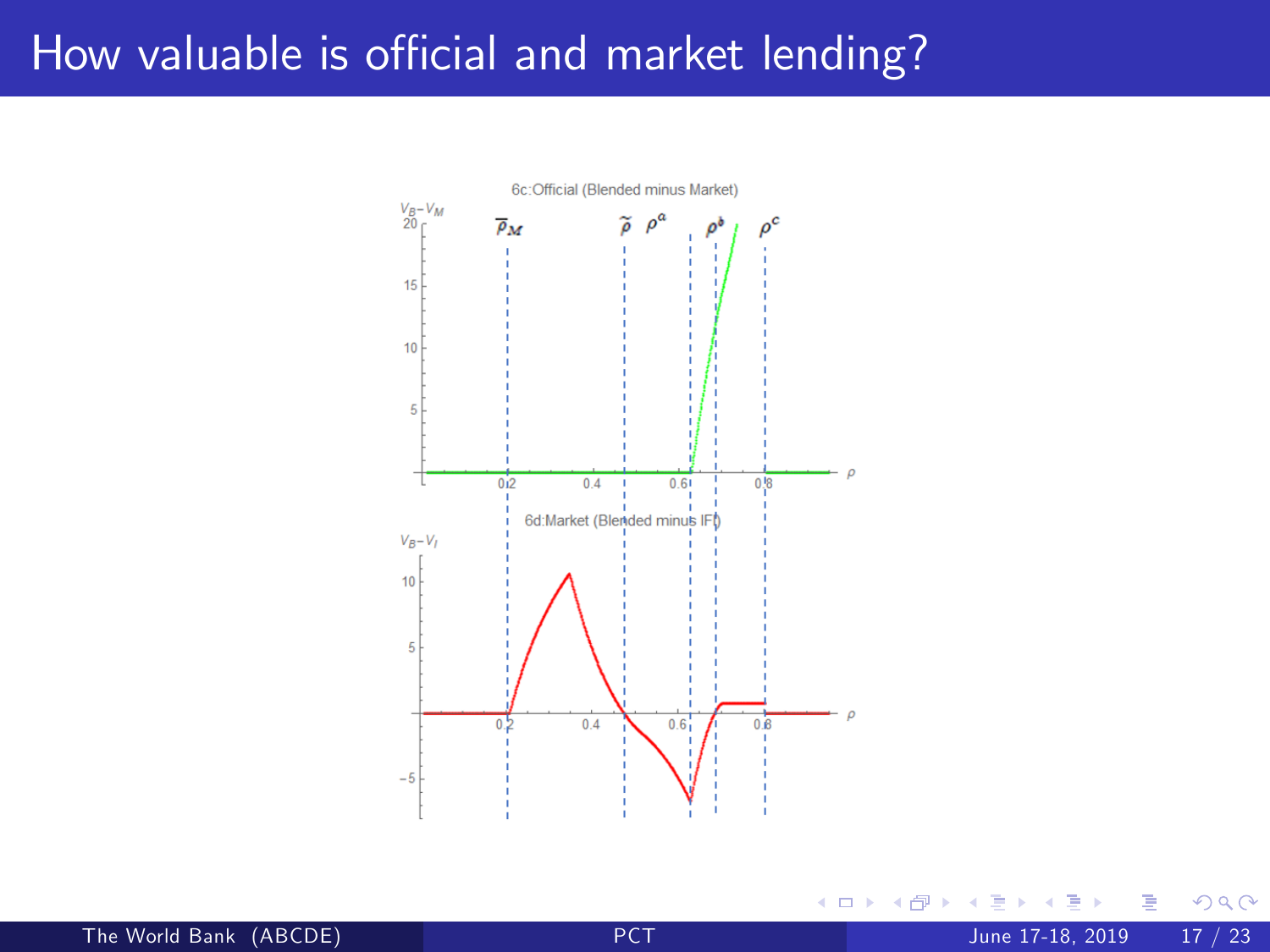# How valuable is official and market lending?

6c:Official (Blended minus Market)

$V_B - V_M$

$\overline{\rho}_M$ $\widetilde{\rho}$ $\rho^a$ $\rho^b$ $\rho^c$

6d:Market (Blended minus IFI)

$V_B - V_I$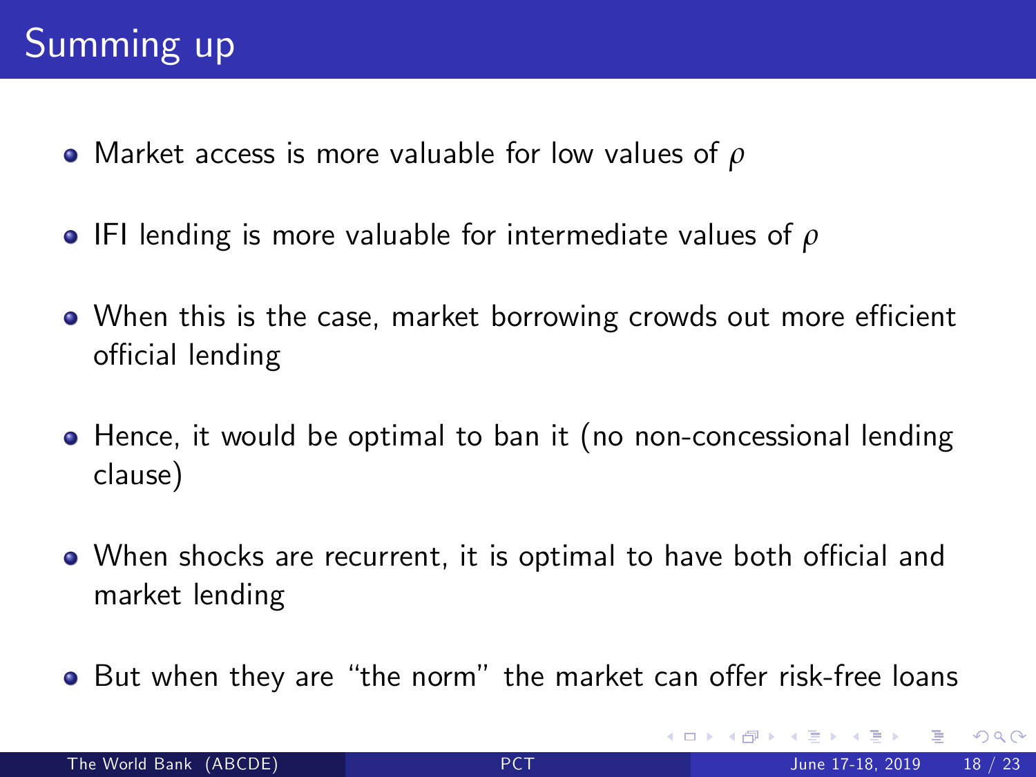# Summing up

- Market access is more valuable for low values of $\rho$
- IFI lending is more valuable for intermediate values of $\rho$
- When this is the case, market borrowing crowds out more efficient official lending
- Hence, it would be optimal to ban it (no non-concessional lending clause)
- When shocks are recurrent, it is optimal to have both official and market lending
- But when they are "the norm" the market can offer risk-free loans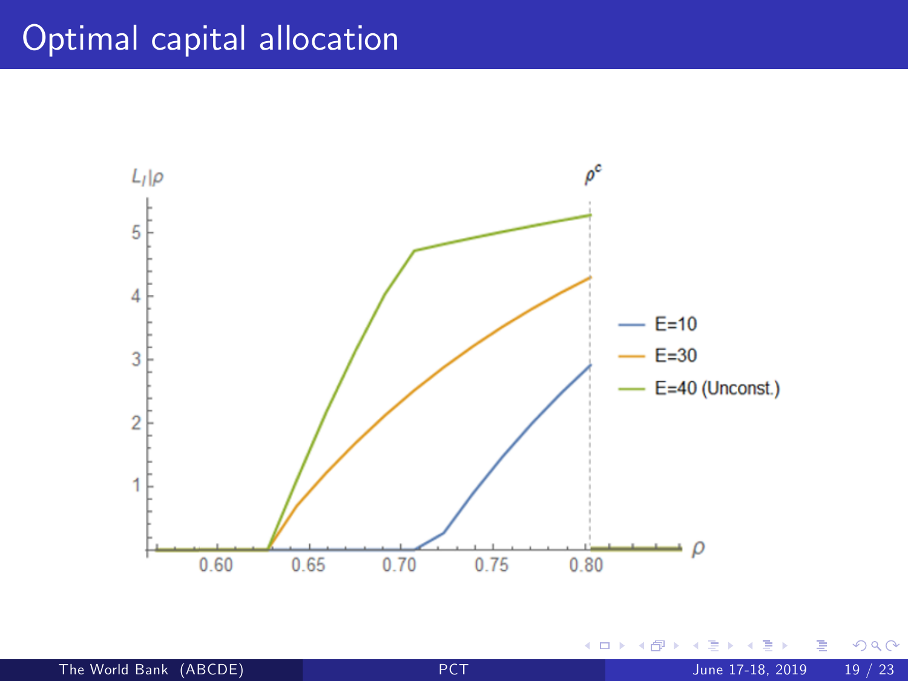# Optimal capital allocation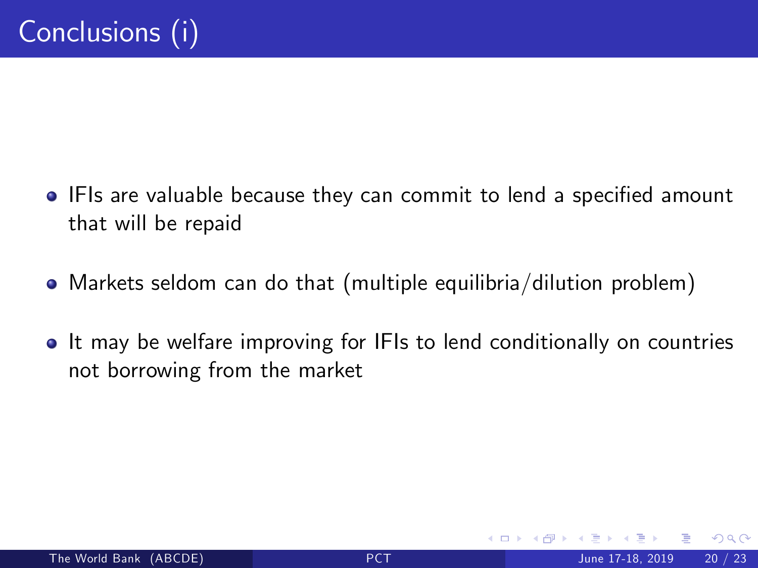# Conclusions (i)

- IFIs are valuable because they can commit to lend a specified amount that will be repaid
- Markets seldom can do that (multiple equilibria/dilution problem)
- It may be welfare improving for IFIs to lend conditionally on countries not borrowing from the market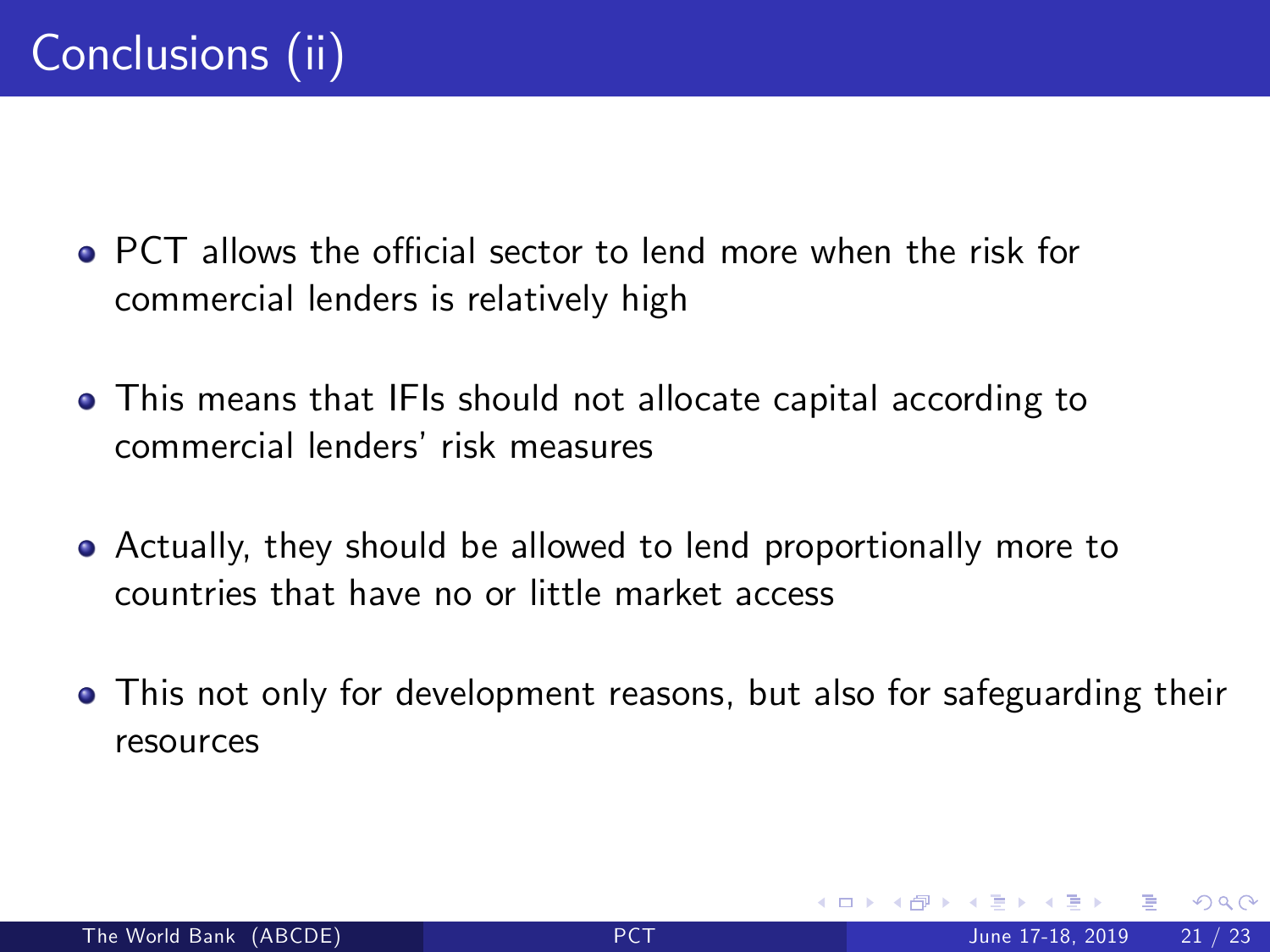# Conclusions (ii)

- PCT allows the official sector to lend more when the risk for commercial lenders is relatively high
- This means that IFIs should not allocate capital according to commercial lenders' risk measures
- Actually, they should be allowed to lend proportionally more to countries that have no or little market access
- This not only for development reasons, but also for safeguarding their resources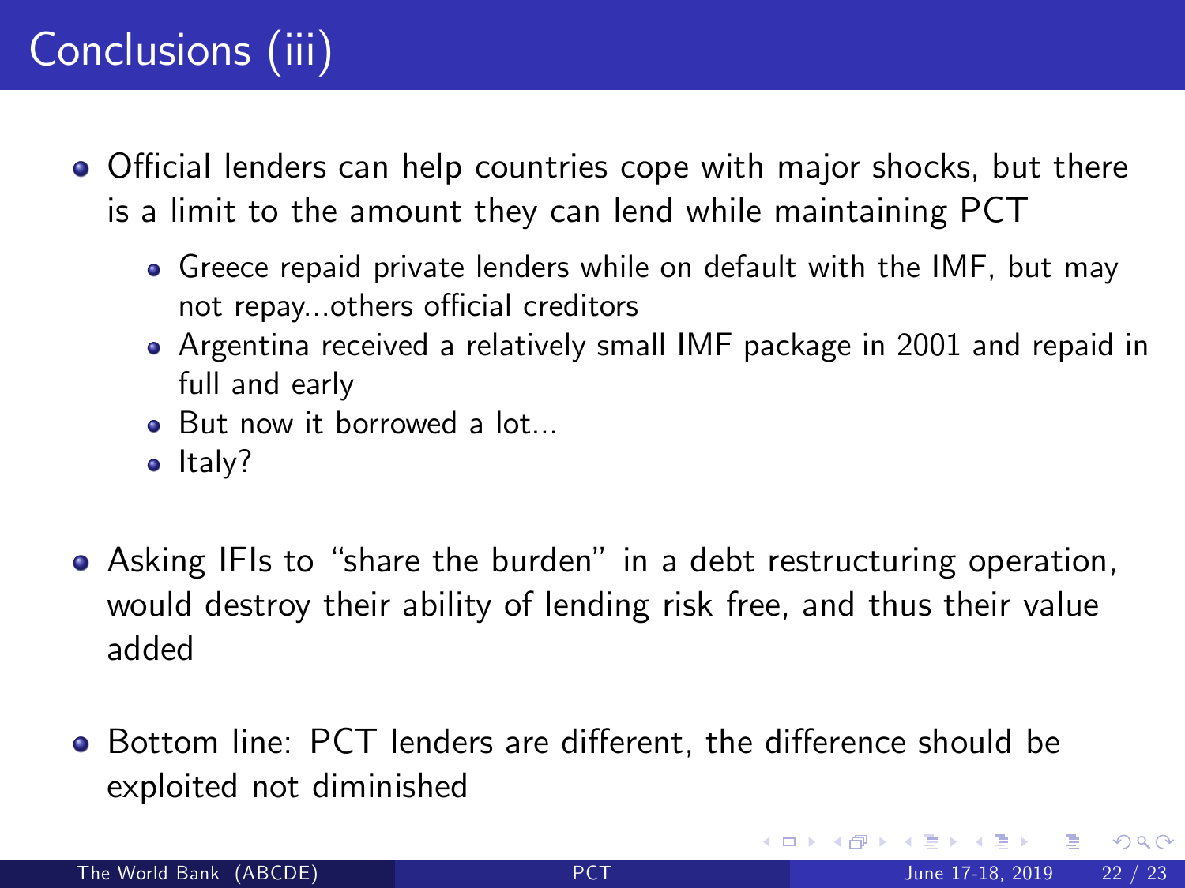# Conclusions (iii)

- Official lenders can help countries cope with major shocks, but there is a limit to the amount they can lend while maintaining PCT
  - Greece repaid private lenders while on default with the IMF, but may not repay...others official creditors
  - Argentina received a relatively small IMF package in 2001 and repaid in full and early
  - But now it borrowed a lot...
  - Italy?
- Asking IFIs to "share the burden" in a debt restructuring operation, would destroy their ability of lending risk free, and thus their value added
- Bottom line: PCT lenders are different, the difference should be exploited not diminished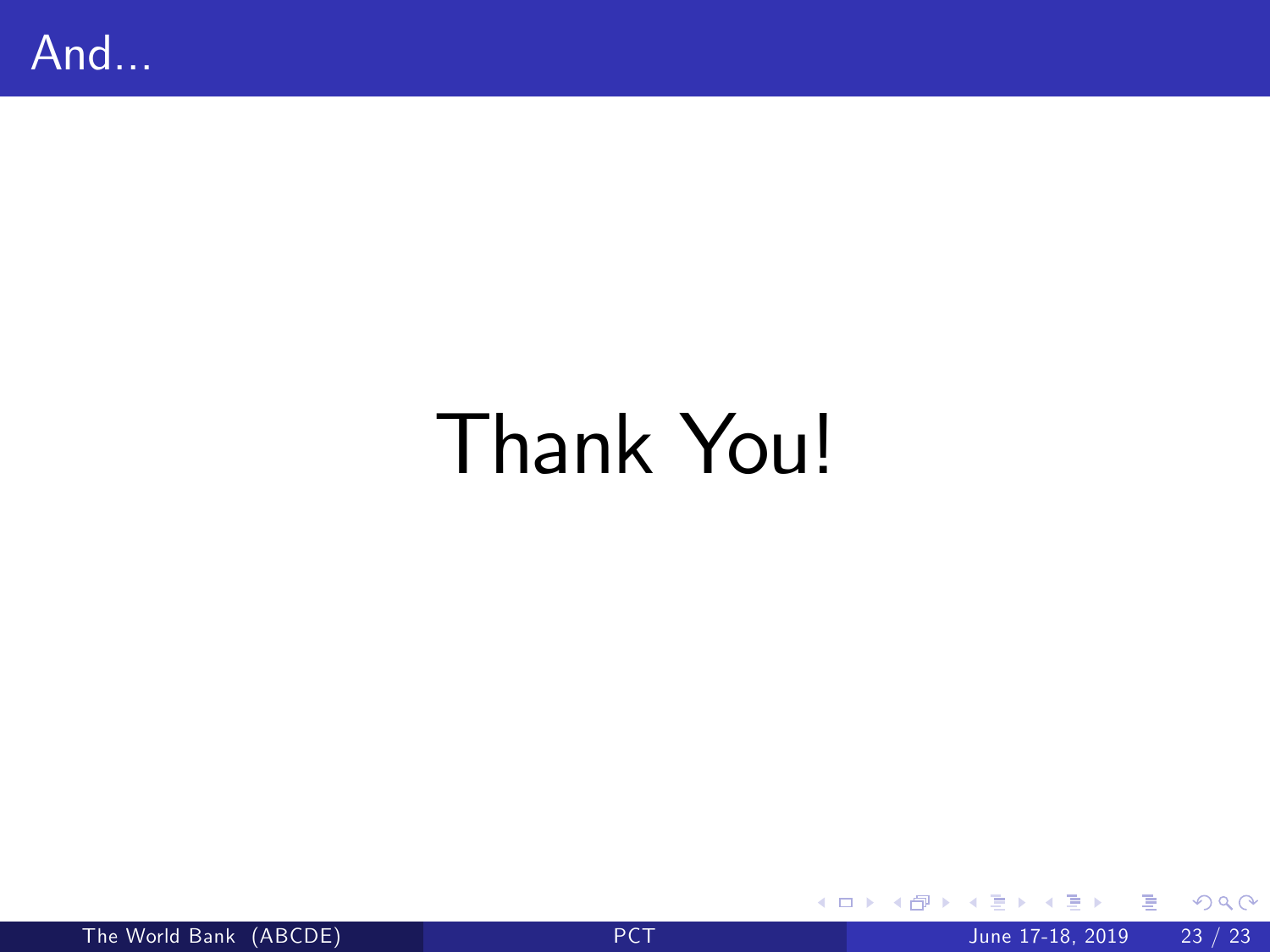# And...

Thank You!